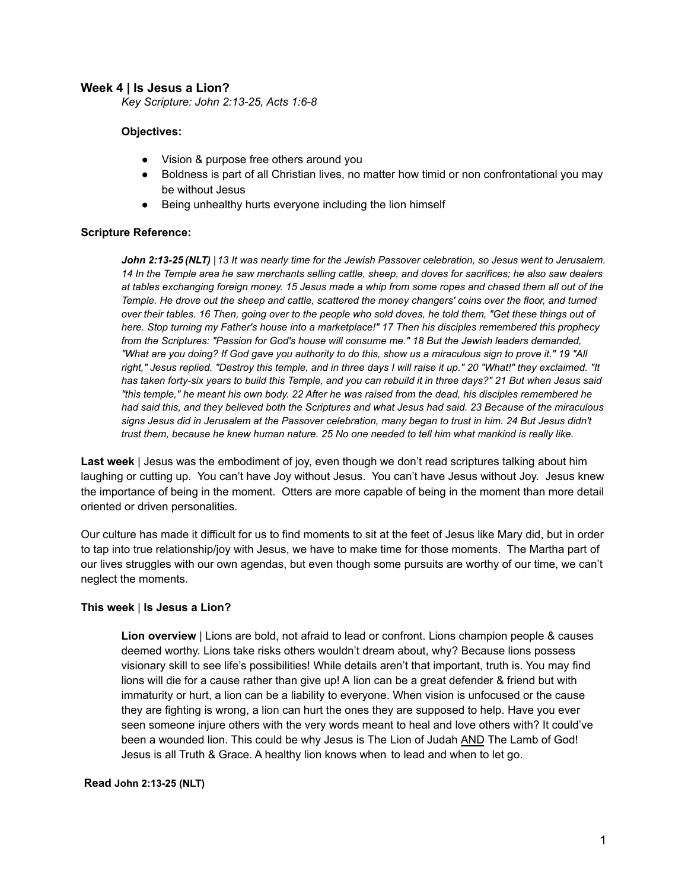## Week 4 | Is Jesus a Lion?

*Key Scripture: John 2:13-25, Acts 1:6-8*

**Objectives:**

- Vision & purpose free others around you
- Boldness is part of all Christian lives, no matter how timid or non confrontational you may be without Jesus
- Being unhealthy hurts everyone including the lion himself

**Scripture Reference:**

> ***John 2:13-25 (NLT)*** *| 13 It was nearly time for the Jewish Passover celebration, so Jesus went to Jerusalem. 14 In the Temple area he saw merchants selling cattle, sheep, and doves for sacrifices; he also saw dealers at tables exchanging foreign money. 15 Jesus made a whip from some ropes and chased them all out of the Temple. He drove out the sheep and cattle, scattered the money changers' coins over the floor, and turned over their tables. 16 Then, going over to the people who sold doves, he told them, "Get these things out of here. Stop turning my Father's house into a marketplace!" 17 Then his disciples remembered this prophecy from the Scriptures: "Passion for God's house will consume me." 18 But the Jewish leaders demanded, "What are you doing? If God gave you authority to do this, show us a miraculous sign to prove it." 19 "All right," Jesus replied. "Destroy this temple, and in three days I will raise it up." 20 "What!" they exclaimed. "It has taken forty-six years to build this Temple, and you can rebuild it in three days?" 21 But when Jesus said "this temple," he meant his own body. 22 After he was raised from the dead, his disciples remembered he had said this, and they believed both the Scriptures and what Jesus had said. 23 Because of the miraculous signs Jesus did in Jerusalem at the Passover celebration, many began to trust in him. 24 But Jesus didn't trust them, because he knew human nature. 25 No one needed to tell him what mankind is really like.*

**Last week** | Jesus was the embodiment of joy, even though we don't read scriptures talking about him laughing or cutting up. You can't have Joy without Jesus. You can't have Jesus without Joy. Jesus knew the importance of being in the moment. Otters are more capable of being in the moment than more detail oriented or driven personalities.

Our culture has made it difficult for us to find moments to sit at the feet of Jesus like Mary did, but in order to tap into true relationship/joy with Jesus, we have to make time for those moments. The Martha part of our lives struggles with our own agendas, but even though some pursuits are worthy of our time, we can't neglect the moments.

**This week** | **Is Jesus a Lion?**

> **Lion overview** | Lions are bold, not afraid to lead or confront. Lions champion people & causes deemed worthy. Lions take risks others wouldn't dream about, why? Because lions possess visionary skill to see life's possibilities! While details aren't that important, truth is. You may find lions will die for a cause rather than give up! A lion can be a great defender & friend but with immaturity or hurt, a lion can be a liability to everyone. When vision is unfocused or the cause they are fighting is wrong, a lion can hurt the ones they are supposed to help. Have you ever seen someone injure others with the very words meant to heal and love others with? It could've been a wounded lion. This could be why Jesus is The Lion of Judah <u>AND</u> The Lamb of God! Jesus is all Truth & Grace. A healthy lion knows when to lead and when to let go.

**Read John 2:13-25 (NLT)**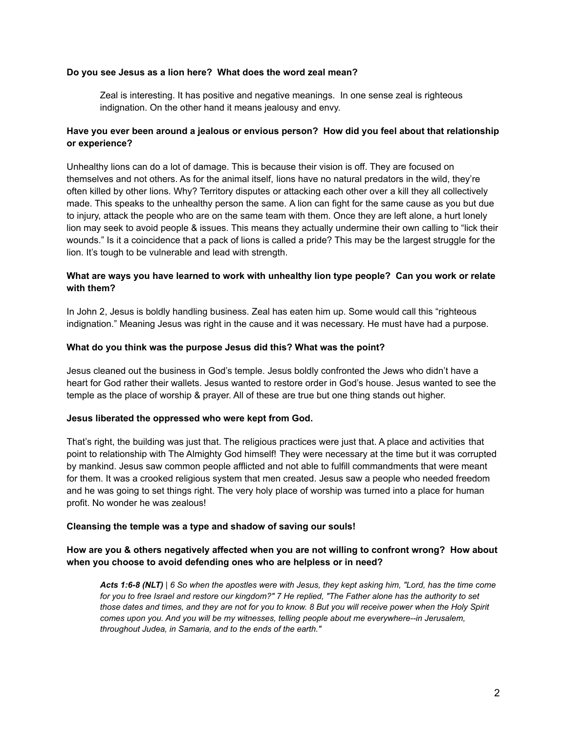**Do you see Jesus as a lion here? What does the word zeal mean?**

> Zeal is interesting. It has positive and negative meanings. In one sense zeal is righteous indignation. On the other hand it means jealousy and envy.

**Have you ever been around a jealous or envious person? How did you feel about that relationship or experience?**

Unhealthy lions can do a lot of damage. This is because their vision is off. They are focused on themselves and not others. As for the animal itself, lions have no natural predators in the wild, they're often killed by other lions. Why? Territory disputes or attacking each other over a kill they all collectively made. This speaks to the unhealthy person the same. A lion can fight for the same cause as you but due to injury, attack the people who are on the same team with them. Once they are left alone, a hurt lonely lion may seek to avoid people & issues. This means they actually undermine their own calling to "lick their wounds." Is it a coincidence that a pack of lions is called a pride? This may be the largest struggle for the lion. It's tough to be vulnerable and lead with strength.

**What are ways you have learned to work with unhealthy lion type people? Can you work or relate with them?**

In John 2, Jesus is boldly handling business. Zeal has eaten him up. Some would call this "righteous indignation." Meaning Jesus was right in the cause and it was necessary. He must have had a purpose.

**What do you think was the purpose Jesus did this? What was the point?**

Jesus cleaned out the business in God's temple. Jesus boldly confronted the Jews who didn't have a heart for God rather their wallets. Jesus wanted to restore order in God's house. Jesus wanted to see the temple as the place of worship & prayer. All of these are true but one thing stands out higher.

**Jesus liberated the oppressed who were kept from God.**

That's right, the building was just that. The religious practices were just that. A place and activities that point to relationship with The Almighty God himself! They were necessary at the time but it was corrupted by mankind. Jesus saw common people afflicted and not able to fulfill commandments that were meant for them. It was a crooked religious system that men created. Jesus saw a people who needed freedom and he was going to set things right. The very holy place of worship was turned into a place for human profit. No wonder he was zealous!

**Cleansing the temple was a type and shadow of saving our souls!**

**How are you & others negatively affected when you are not willing to confront wrong? How about when you choose to avoid defending ones who are helpless or in need?**

> ***Acts 1:6-8 (NLT)*** *| 6 So when the apostles were with Jesus, they kept asking him, "Lord, has the time come for you to free Israel and restore our kingdom?" 7 He replied, "The Father alone has the authority to set those dates and times, and they are not for you to know. 8 But you will receive power when the Holy Spirit comes upon you. And you will be my witnesses, telling people about me everywhere--in Jerusalem, throughout Judea, in Samaria, and to the ends of the earth."*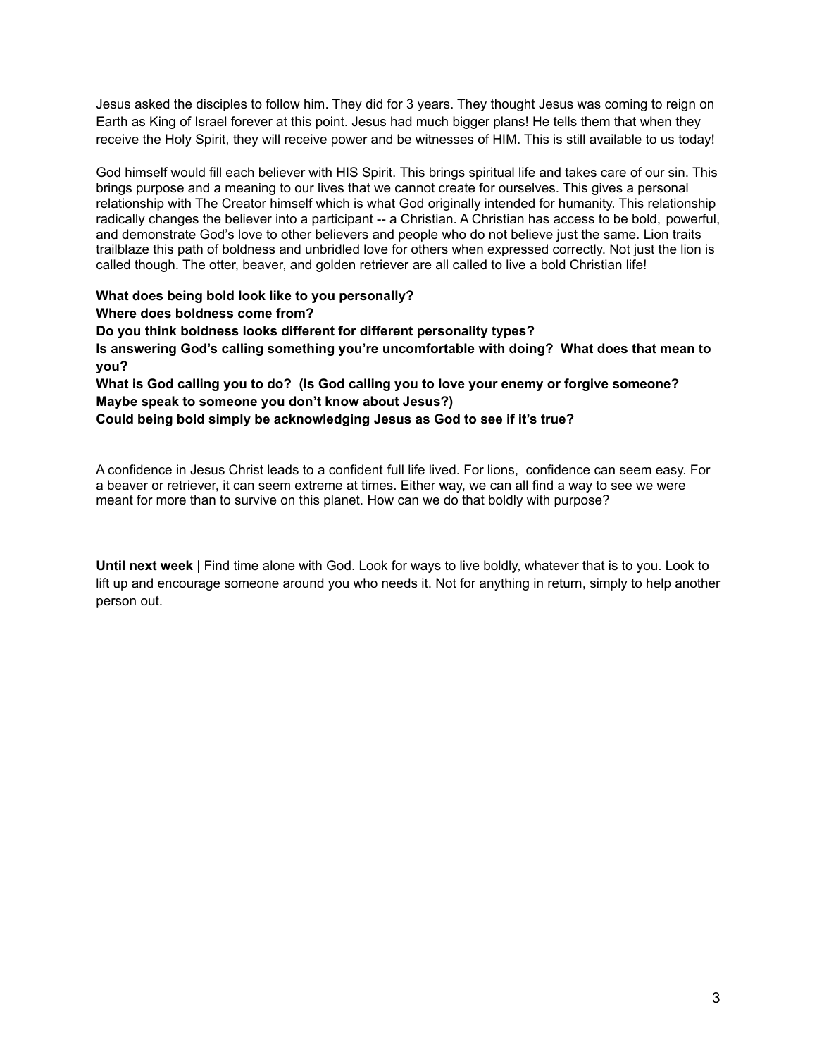Jesus asked the disciples to follow him. They did for 3 years. They thought Jesus was coming to reign on Earth as King of Israel forever at this point. Jesus had much bigger plans! He tells them that when they receive the Holy Spirit, they will receive power and be witnesses of HIM. This is still available to us today!

God himself would fill each believer with HIS Spirit. This brings spiritual life and takes care of our sin. This brings purpose and a meaning to our lives that we cannot create for ourselves. This gives a personal relationship with The Creator himself which is what God originally intended for humanity. This relationship radically changes the believer into a participant -- a Christian. A Christian has access to be bold, powerful, and demonstrate God's love to other believers and people who do not believe just the same. Lion traits trailblaze this path of boldness and unbridled love for others when expressed correctly. Not just the lion is called though. The otter, beaver, and golden retriever are all called to live a bold Christian life!

**What does being bold look like to you personally?**
**Where does boldness come from?**
**Do you think boldness looks different for different personality types?**
**Is answering God's calling something you're uncomfortable with doing? What does that mean to you?**
**What is God calling you to do? (Is God calling you to love your enemy or forgive someone? Maybe speak to someone you don't know about Jesus?)**
**Could being bold simply be acknowledging Jesus as God to see if it's true?**

A confidence in Jesus Christ leads to a confident full life lived. For lions, confidence can seem easy. For a beaver or retriever, it can seem extreme at times. Either way, we can all find a way to see we were meant for more than to survive on this planet. How can we do that boldly with purpose?

**Until next week** | Find time alone with God. Look for ways to live boldly, whatever that is to you. Look to lift up and encourage someone around you who needs it. Not for anything in return, simply to help another person out.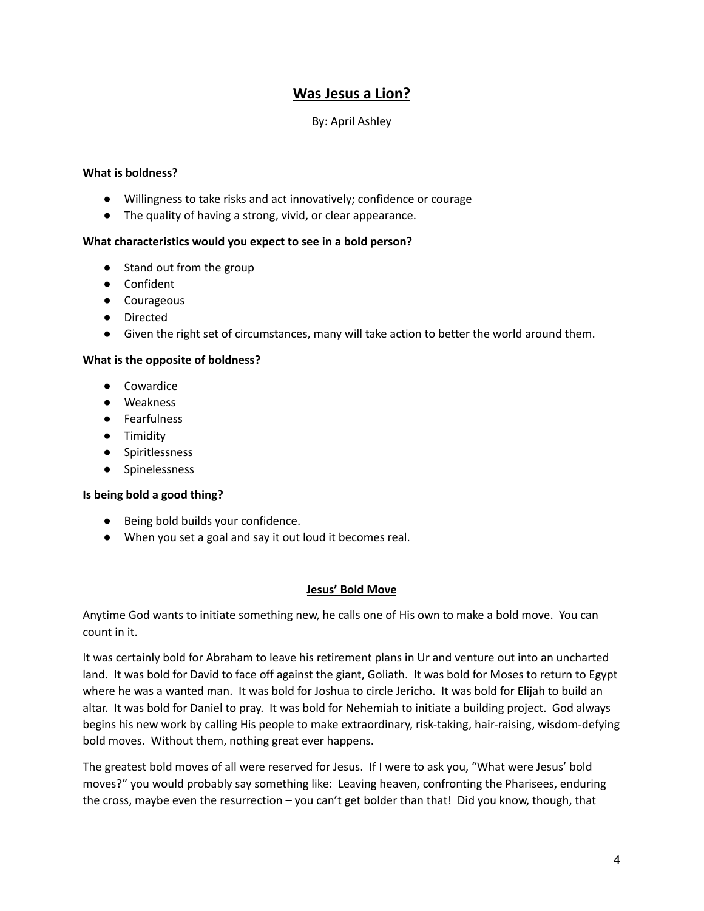# <u>Was Jesus a Lion?</u>

By: April Ashley

**What is boldness?**

- Willingness to take risks and act innovatively; confidence or courage
- The quality of having a strong, vivid, or clear appearance.

**What characteristics would you expect to see in a bold person?**

- Stand out from the group
- Confident
- Courageous
- Directed
- Given the right set of circumstances, many will take action to better the world around them.

**What is the opposite of boldness?**

- Cowardice
- Weakness
- Fearfulness
- Timidity
- Spiritlessness
- Spinelessness

**Is being bold a good thing?**

- Being bold builds your confidence.
- When you set a goal and say it out loud it becomes real.

## <u>Jesus' Bold Move</u>

Anytime God wants to initiate something new, he calls one of His own to make a bold move. You can count in it.

It was certainly bold for Abraham to leave his retirement plans in Ur and venture out into an uncharted land. It was bold for David to face off against the giant, Goliath. It was bold for Moses to return to Egypt where he was a wanted man. It was bold for Joshua to circle Jericho. It was bold for Elijah to build an altar. It was bold for Daniel to pray. It was bold for Nehemiah to initiate a building project. God always begins his new work by calling His people to make extraordinary, risk-taking, hair-raising, wisdom-defying bold moves. Without them, nothing great ever happens.

The greatest bold moves of all were reserved for Jesus. If I were to ask you, "What were Jesus' bold moves?" you would probably say something like: Leaving heaven, confronting the Pharisees, enduring the cross, maybe even the resurrection – you can't get bolder than that! Did you know, though, that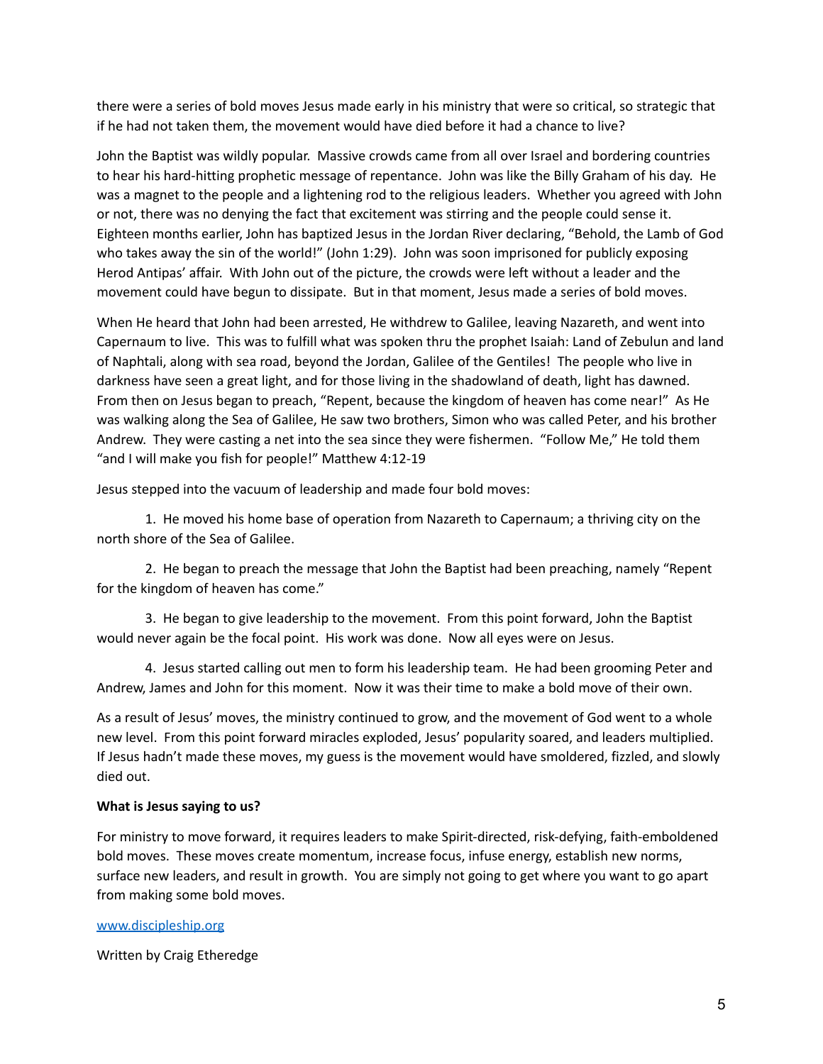there were a series of bold moves Jesus made early in his ministry that were so critical, so strategic that if he had not taken them, the movement would have died before it had a chance to live?

John the Baptist was wildly popular. Massive crowds came from all over Israel and bordering countries to hear his hard-hitting prophetic message of repentance. John was like the Billy Graham of his day. He was a magnet to the people and a lightening rod to the religious leaders. Whether you agreed with John or not, there was no denying the fact that excitement was stirring and the people could sense it. Eighteen months earlier, John has baptized Jesus in the Jordan River declaring, "Behold, the Lamb of God who takes away the sin of the world!" (John 1:29). John was soon imprisoned for publicly exposing Herod Antipas' affair. With John out of the picture, the crowds were left without a leader and the movement could have begun to dissipate. But in that moment, Jesus made a series of bold moves.

When He heard that John had been arrested, He withdrew to Galilee, leaving Nazareth, and went into Capernaum to live. This was to fulfill what was spoken thru the prophet Isaiah: Land of Zebulun and land of Naphtali, along with sea road, beyond the Jordan, Galilee of the Gentiles! The people who live in darkness have seen a great light, and for those living in the shadowland of death, light has dawned. From then on Jesus began to preach, "Repent, because the kingdom of heaven has come near!" As He was walking along the Sea of Galilee, He saw two brothers, Simon who was called Peter, and his brother Andrew. They were casting a net into the sea since they were fishermen. "Follow Me," He told them "and I will make you fish for people!" Matthew 4:12-19

Jesus stepped into the vacuum of leadership and made four bold moves:

1. He moved his home base of operation from Nazareth to Capernaum; a thriving city on the north shore of the Sea of Galilee.

2. He began to preach the message that John the Baptist had been preaching, namely "Repent for the kingdom of heaven has come."

3. He began to give leadership to the movement. From this point forward, John the Baptist would never again be the focal point. His work was done. Now all eyes were on Jesus.

4. Jesus started calling out men to form his leadership team. He had been grooming Peter and Andrew, James and John for this moment. Now it was their time to make a bold move of their own.

As a result of Jesus' moves, the ministry continued to grow, and the movement of God went to a whole new level. From this point forward miracles exploded, Jesus' popularity soared, and leaders multiplied. If Jesus hadn't made these moves, my guess is the movement would have smoldered, fizzled, and slowly died out.

**What is Jesus saying to us?**

For ministry to move forward, it requires leaders to make Spirit-directed, risk-defying, faith-emboldened bold moves. These moves create momentum, increase focus, infuse energy, establish new norms, surface new leaders, and result in growth. You are simply not going to get where you want to go apart from making some bold moves.

[www.discipleship.org](http://www.discipleship.org)

Written by Craig Etheredge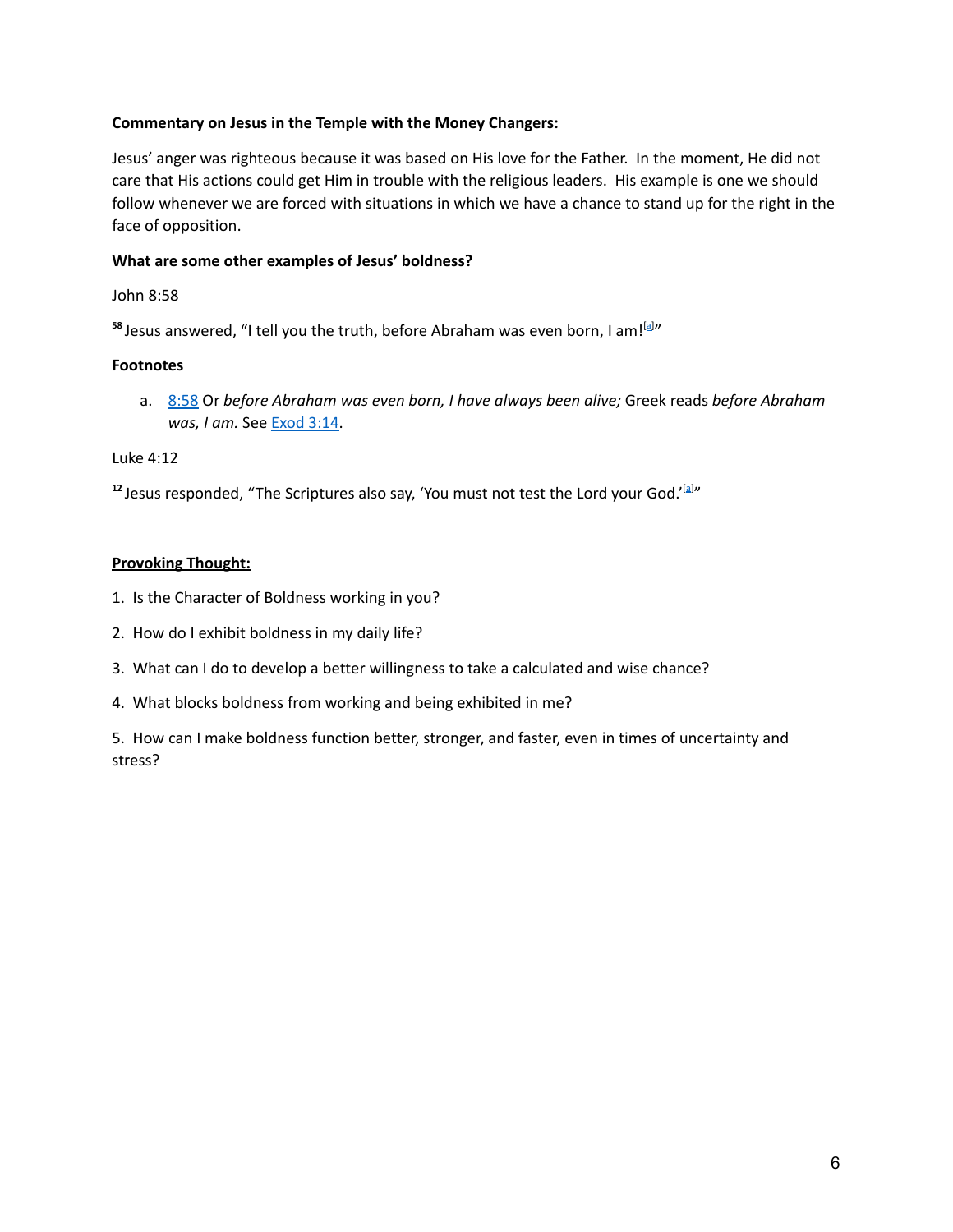**Commentary on Jesus in the Temple with the Money Changers:**

Jesus' anger was righteous because it was based on His love for the Father. In the moment, He did not care that His actions could get Him in trouble with the religious leaders. His example is one we should follow whenever we are forced with situations in which we have a chance to stand up for the right in the face of opposition.

**What are some other examples of Jesus' boldness?**

John 8:58

**58** Jesus answered, "I tell you the truth, before Abraham was even born, I am![a]"

**Footnotes**

a. 8:58 Or *before Abraham was even born, I have always been alive;* Greek reads *before Abraham was, I am.* See Exod 3:14.

Luke 4:12

**12** Jesus responded, "The Scriptures also say, 'You must not test the Lord your God.'[a]"

**Provoking Thought:**

1. Is the Character of Boldness working in you?
2. How do I exhibit boldness in my daily life?
3. What can I do to develop a better willingness to take a calculated and wise chance?
4. What blocks boldness from working and being exhibited in me?
5. How can I make boldness function better, stronger, and faster, even in times of uncertainty and stress?